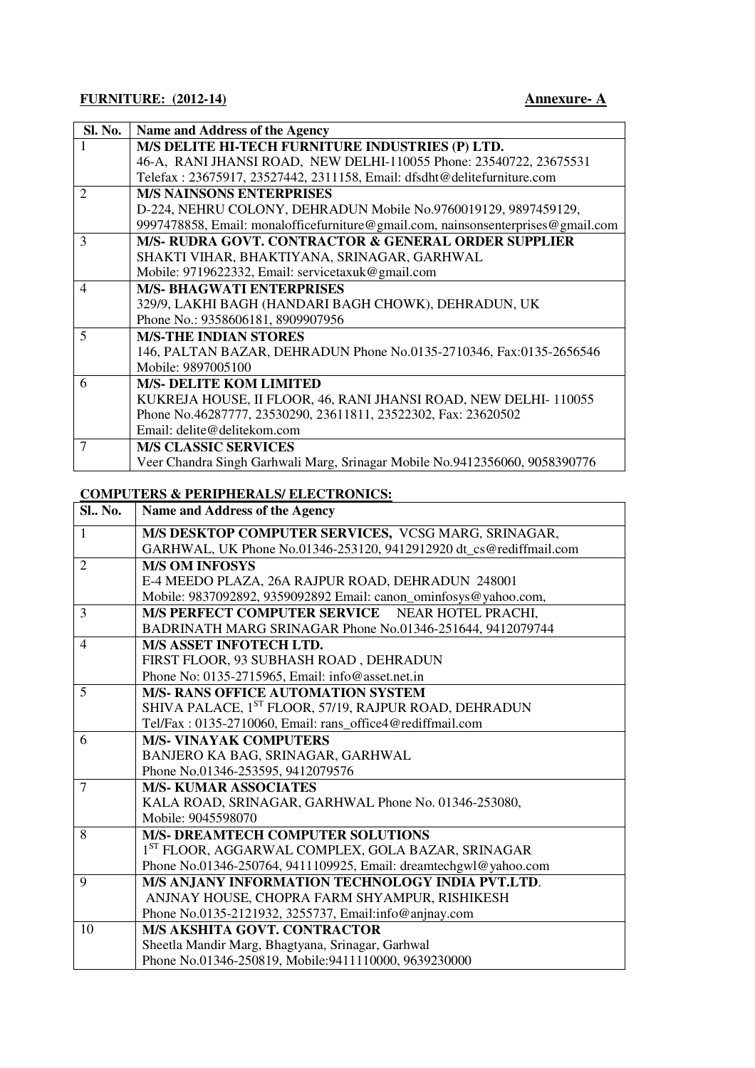**FURNITURE: (2012-14)** **Annexure- A**

| Sl. No. | Name and Address of the Agency |
|---|---|
| 1 | **M/S DELITE HI-TECH FURNITURE INDUSTRIES (P) LTD.**<br>46-A, RANI JHANSI ROAD, NEW DELHI-110055 Phone: 23540722, 23675531<br>Telefax : 23675917, 23527442, 2311158, Email: dfsdht@delitefurniture.com |
| 2 | **M/S NAINSONS ENTERPRISES**<br>D-224, NEHRU COLONY, DEHRADUN Mobile No.9760019129, 9897459129, 9997478858, Email: monalofficefurniture@gmail.com, nainsonsenterprises@gmail.com |
| 3 | **M/S- RUDRA GOVT. CONTRACTOR & GENERAL ORDER SUPPLIER**<br>SHAKTI VIHAR, BHAKTIYANA, SRINAGAR, GARHWAL<br>Mobile: 9719622332, Email: servicetaxuk@gmail.com |
| 4 | **M/S- BHAGWATI ENTERPRISES**<br>329/9, LAKHI BAGH (HANDARI BAGH CHOWK), DEHRADUN, UK<br>Phone No.: 9358606181, 8909907956 |
| 5 | **M/S-THE INDIAN STORES**<br>146, PALTAN BAZAR, DEHRADUN Phone No.0135-2710346, Fax:0135-2656546<br>Mobile: 9897005100 |
| 6 | **M/S- DELITE KOM LIMITED**<br>KUKREJA HOUSE, II FLOOR, 46, RANI JHANSI ROAD, NEW DELHI- 110055<br>Phone No.46287777, 23530290, 23611811, 23522302, Fax: 23620502<br>Email: delite@delitekom.com |
| 7 | **M/S CLASSIC SERVICES**<br>Veer Chandra Singh Garhwali Marg, Srinagar Mobile No.9412356060, 9058390776 |

**COMPUTERS & PERIPHERALS/ ELECTRONICS:**

| Sl.. No. | Name and Address of the Agency |
|---|---|
| 1 | **M/S DESKTOP COMPUTER SERVICES,** VCSG MARG, SRINAGAR, GARHWAL, UK Phone No.01346-253120, 9412912920 dt_cs@rediffmail.com |
| 2 | **M/S OM INFOSYS**<br>E-4 MEEDO PLAZA, 26A RAJPUR ROAD, DEHRADUN 248001<br>Mobile: 9837092892, 9359092892 Email: canon_ominfosys@yahoo.com, |
| 3 | **M/S PERFECT COMPUTER SERVICE** NEAR HOTEL PRACHI, BADRINATH MARG SRINAGAR Phone No.01346-251644, 9412079744 |
| 4 | **M/S ASSET INFOTECH LTD.**<br>FIRST FLOOR, 93 SUBHASH ROAD , DEHRADUN<br>Phone No: 0135-2715965, Email: info@asset.net.in |
| 5 | **M/S- RANS OFFICE AUTOMATION SYSTEM**<br>SHIVA PALACE, 1ST FLOOR, 57/19, RAJPUR ROAD, DEHRADUN<br>Tel/Fax : 0135-2710060, Email: rans_office4@rediffmail.com |
| 6 | **M/S- VINAYAK COMPUTERS**<br>BANJERO KA BAG, SRINAGAR, GARHWAL<br>Phone No.01346-253595, 9412079576 |
| 7 | **M/S- KUMAR ASSOCIATES**<br>KALA ROAD, SRINAGAR, GARHWAL Phone No. 01346-253080,<br>Mobile: 9045598070 |
| 8 | **M/S- DREAMTECH COMPUTER SOLUTIONS**<br>1ST FLOOR, AGGARWAL COMPLEX, GOLA BAZAR, SRINAGAR<br>Phone No.01346-250764, 9411109925, Email: dreamtechgwl@yahoo.com |
| 9 | **M/S ANJANY INFORMATION TECHNOLOGY INDIA PVT.LTD**.<br>ANJNAY HOUSE, CHOPRA FARM SHYAMPUR, RISHIKESH<br>Phone No.0135-2121932, 3255737, Email:info@anjnay.com |
| 10 | **M/S AKSHITA GOVT. CONTRACTOR**<br>Sheetla Mandir Marg, Bhagtyana, Srinagar, Garhwal<br>Phone No.01346-250819, Mobile:9411110000, 9639230000 |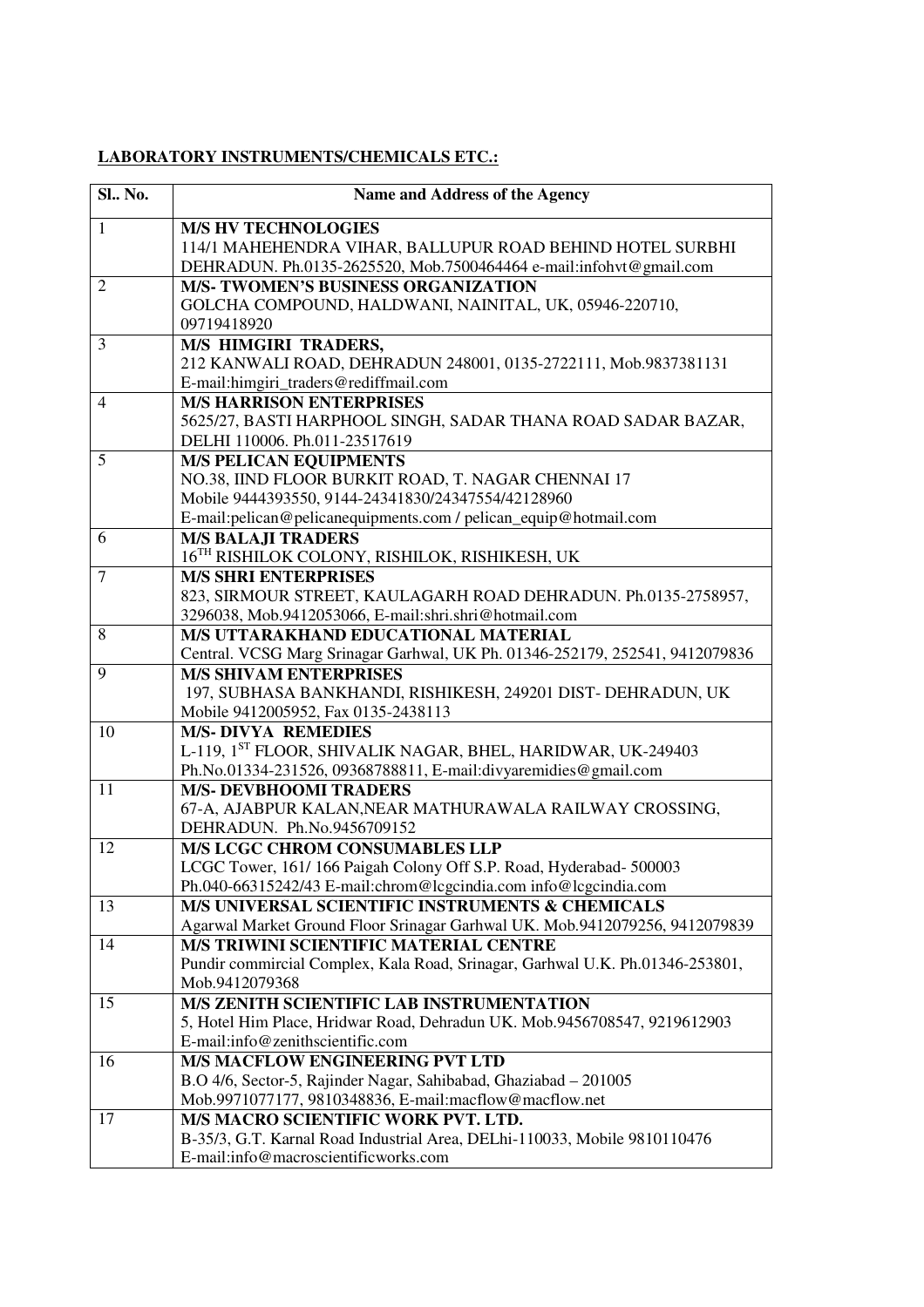**LABORATORY INSTRUMENTS/CHEMICALS ETC.:**

| Sl.. No. | Name and Address of the Agency |
|---|---|
| 1 | **M/S HV TECHNOLOGIES**<br>114/1 MAHEHENDRA VIHAR, BALLUPUR ROAD BEHIND HOTEL SURBHI DEHRADUN. Ph.0135-2625520, Mob.7500464464 e-mail:infohvt@gmail.com |
| 2 | **M/S- TWOMEN'S BUSINESS ORGANIZATION**<br>GOLCHA COMPOUND, HALDWANI, NAINITAL, UK, 05946-220710, 09719418920 |
| 3 | **M/S HIMGIRI TRADERS,**<br>212 KANWALI ROAD, DEHRADUN 248001, 0135-2722111, Mob.9837381131 E-mail:himgiri_traders@rediffmail.com |
| 4 | **M/S HARRISON ENTERPRISES**<br>5625/27, BASTI HARPHOOL SINGH, SADAR THANA ROAD SADAR BAZAR, DELHI 110006. Ph.011-23517619 |
| 5 | **M/S PELICAN EQUIPMENTS**<br>NO.38, IIND FLOOR BURKIT ROAD, T. NAGAR CHENNAI 17<br>Mobile 9444393550, 9144-24341830/24347554/42128960<br>E-mail:pelican@pelicanequipments.com / pelican_equip@hotmail.com |
| 6 | **M/S BALAJI TRADERS**<br>16TH RISHILOK COLONY, RISHILOK, RISHIKESH, UK |
| 7 | **M/S SHRI ENTERPRISES**<br>823, SIRMOUR STREET, KAULAGARH ROAD DEHRADUN. Ph.0135-2758957, 3296038, Mob.9412053066, E-mail:shri.shri@hotmail.com |
| 8 | **M/S UTTARAKHAND EDUCATIONAL MATERIAL**<br>Central. VCSG Marg Srinagar Garhwal, UK Ph. 01346-252179, 252541, 9412079836 |
| 9 | **M/S SHIVAM ENTERPRISES**<br>197, SUBHASA BANKHANDI, RISHIKESH, 249201 DIST- DEHRADUN, UK<br>Mobile 9412005952, Fax 0135-2438113 |
| 10 | **M/S- DIVYA REMEDIES**<br>L-119, 1ST FLOOR, SHIVALIK NAGAR, BHEL, HARIDWAR, UK-249403<br>Ph.No.01334-231526, 09368788811, E-mail:divyaremidies@gmail.com |
| 11 | **M/S- DEVBHOOMI TRADERS**<br>67-A, AJABPUR KALAN,NEAR MATHURAWALA RAILWAY CROSSING, DEHRADUN. Ph.No.9456709152 |
| 12 | **M/S LCGC CHROM CONSUMABLES LLP**<br>LCGC Tower, 161/ 166 Paigah Colony Off S.P. Road, Hyderabad- 500003<br>Ph.040-66315242/43 E-mail:chrom@lcgcindia.com info@lcgcindia.com |
| 13 | **M/S UNIVERSAL SCIENTIFIC INSTRUMENTS & CHEMICALS**<br>Agarwal Market Ground Floor Srinagar Garhwal UK. Mob.9412079256, 9412079839 |
| 14 | **M/S TRIWINI SCIENTIFIC MATERIAL CENTRE**<br>Pundir commircial Complex, Kala Road, Srinagar, Garhwal U.K. Ph.01346-253801, Mob.9412079368 |
| 15 | **M/S ZENITH SCIENTIFIC LAB INSTRUMENTATION**<br>5, Hotel Him Place, Hridwar Road, Dehradun UK. Mob.9456708547, 9219612903<br>E-mail:info@zenithscientific.com |
| 16 | **M/S MACFLOW ENGINEERING PVT LTD**<br>B.O 4/6, Sector-5, Rajinder Nagar, Sahibabad, Ghaziabad – 201005<br>Mob.9971077177, 9810348836, E-mail:macflow@macflow.net |
| 17 | **M/S MACRO SCIENTIFIC WORK PVT. LTD.**<br>B-35/3, G.T. Karnal Road Industrial Area, DELhi-110033, Mobile 9810110476<br>E-mail:info@macroscientificworks.com |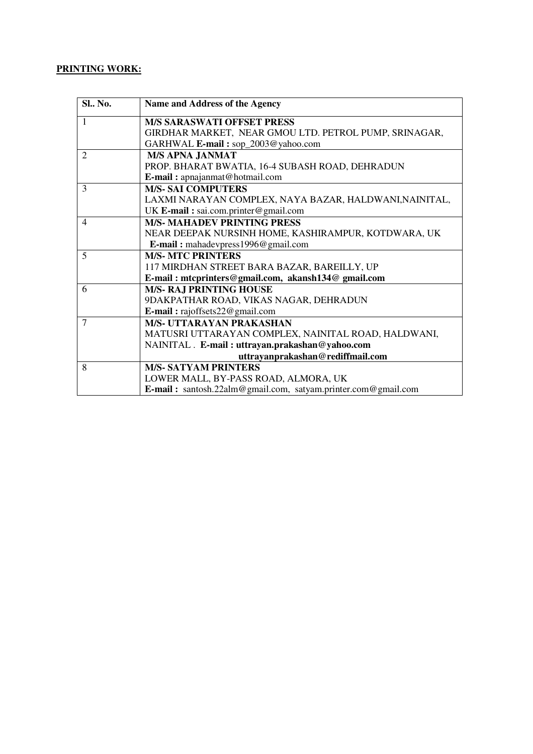**PRINTING WORK:**

| Sl.. No. | Name and Address of the Agency |
|---|---|
| 1 | **M/S SARASWATI OFFSET PRESS** GIRDHAR MARKET, NEAR GMOU LTD. PETROL PUMP, SRINAGAR, GARHWAL **E-mail :** sop_2003@yahoo.com |
| 2 | **M/S APNA JANMAT** PROP. BHARAT BWATIA, 16-4 SUBASH ROAD, DEHRADUN **E-mail :** apnajanmat@hotmail.com |
| 3 | **M/S- SAI COMPUTERS** LAXMI NARAYAN COMPLEX, NAYA BAZAR, HALDWANI,NAINITAL, UK **E-mail :** sai.com.printer@gmail.com |
| 4 | **M/S- MAHADEV PRINTING PRESS** NEAR DEEPAK NURSINH HOME, KASHIRAMPUR, KOTDWARA, UK **E-mail :** mahadevpress1996@gmail.com |
| 5 | **M/S- MTC PRINTERS** 117 MIRDHAN STREET BARA BAZAR, BAREILLY, UP **E-mail : mtcprinters@gmail.com, akansh134@ gmail.com** |
| 6 | **M/S- RAJ PRINTING HOUSE** 9DAKPATHAR ROAD, VIKAS NAGAR, DEHRADUN **E-mail :** rajoffsets22@gmail.com |
| 7 | **M/S- UTTARAYAN PRAKASHAN** MATUSRI UTTARAYAN COMPLEX, NAINITAL ROAD, HALDWANI, NAINITAL . **E-mail : uttrayan.prakashan@yahoo.com uttrayanprakashan@rediffmail.com** |
| 8 | **M/S- SATYAM PRINTERS** LOWER MALL, BY-PASS ROAD, ALMORA, UK **E-mail :** santosh.22alm@gmail.com, satyam.printer.com@gmail.com |